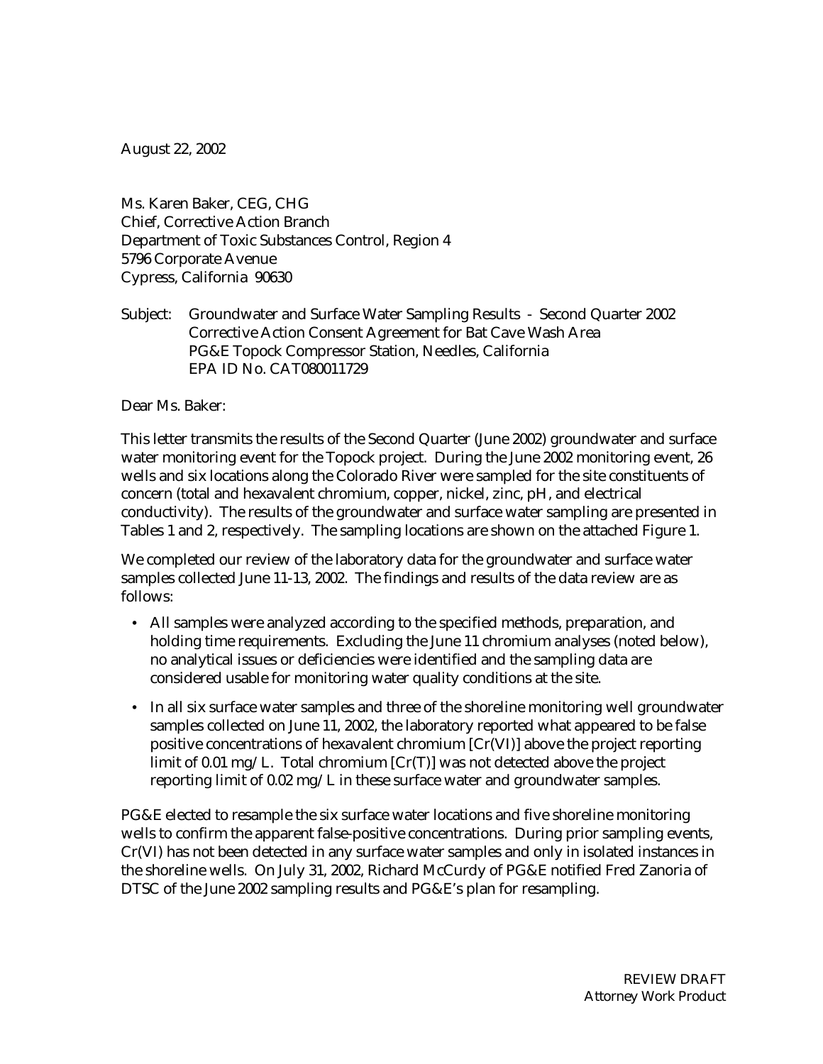August 22, 2002

Ms. Karen Baker, CEG, CHG
Chief, Corrective Action Branch
Department of Toxic Substances Control, Region 4
5796 Corporate Avenue
Cypress, California 90630

Subject: Groundwater and Surface Water Sampling Results - Second Quarter 2002
Corrective Action Consent Agreement for Bat Cave Wash Area
PG&E Topock Compressor Station, Needles, California
EPA ID No. CAT080011729

Dear Ms. Baker:

This letter transmits the results of the Second Quarter (June 2002) groundwater and surface water monitoring event for the Topock project. During the June 2002 monitoring event, 26 wells and six locations along the Colorado River were sampled for the site constituents of concern (total and hexavalent chromium, copper, nickel, zinc, pH, and electrical conductivity). The results of the groundwater and surface water sampling are presented in Tables 1 and 2, respectively. The sampling locations are shown on the attached Figure 1.

We completed our review of the laboratory data for the groundwater and surface water samples collected June 11-13, 2002. The findings and results of the data review are as follows:

- All samples were analyzed according to the specified methods, preparation, and holding time requirements. Excluding the June 11 chromium analyses (noted below), no analytical issues or deficiencies were identified and the sampling data are considered usable for monitoring water quality conditions at the site.
- In all six surface water samples and three of the shoreline monitoring well groundwater samples collected on June 11, 2002, the laboratory reported what appeared to be false positive concentrations of hexavalent chromium [Cr(VI)] above the project reporting limit of 0.01 mg/L. Total chromium [Cr(T)] was not detected above the project reporting limit of 0.02 mg/L in these surface water and groundwater samples.

PG&E elected to resample the six surface water locations and five shoreline monitoring wells to confirm the apparent false-positive concentrations. During prior sampling events, Cr(VI) has not been detected in any surface water samples and only in isolated instances in the shoreline wells. On July 31, 2002, Richard McCurdy of PG&E notified Fred Zanoria of DTSC of the June 2002 sampling results and PG&E's plan for resampling.

REVIEW DRAFT
Attorney Work Product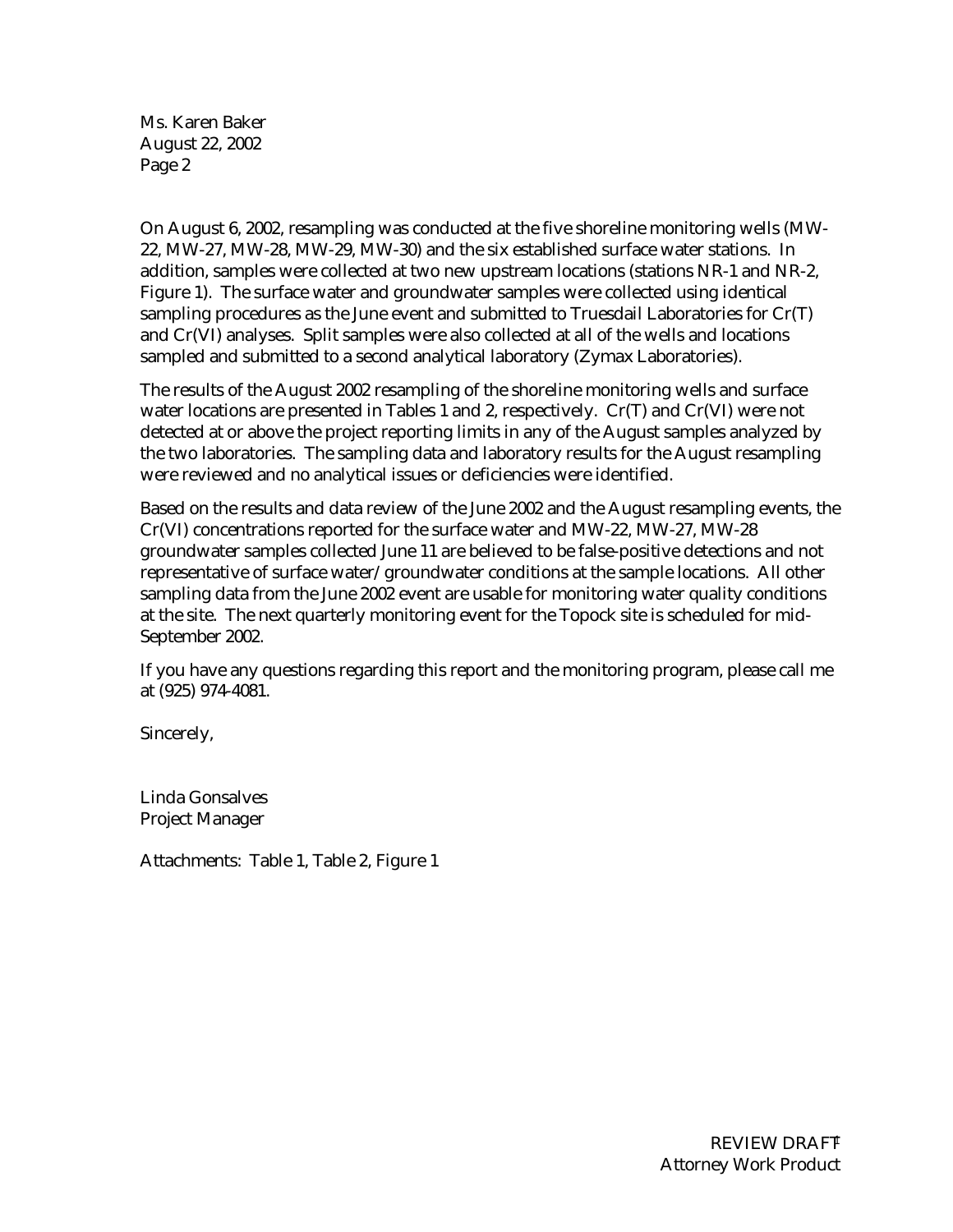Ms. Karen Baker
August 22, 2002
Page 2

On August 6, 2002, resampling was conducted at the five shoreline monitoring wells (MW-22, MW-27, MW-28, MW-29, MW-30) and the six established surface water stations. In addition, samples were collected at two new upstream locations (stations NR-1 and NR-2, Figure 1). The surface water and groundwater samples were collected using identical sampling procedures as the June event and submitted to Truesdail Laboratories for Cr(T) and Cr(VI) analyses. Split samples were also collected at all of the wells and locations sampled and submitted to a second analytical laboratory (Zymax Laboratories).

The results of the August 2002 resampling of the shoreline monitoring wells and surface water locations are presented in Tables 1 and 2, respectively. Cr(T) and Cr(VI) were not detected at or above the project reporting limits in any of the August samples analyzed by the two laboratories. The sampling data and laboratory results for the August resampling were reviewed and no analytical issues or deficiencies were identified.

Based on the results and data review of the June 2002 and the August resampling events, the Cr(VI) concentrations reported for the surface water and MW-22, MW-27, MW-28 groundwater samples collected June 11 are believed to be false-positive detections and not representative of surface water/groundwater conditions at the sample locations. All other sampling data from the June 2002 event are usable for monitoring water quality conditions at the site. The next quarterly monitoring event for the Topock site is scheduled for mid-September 2002.

If you have any questions regarding this report and the monitoring program, please call me at (925) 974-4081.

Sincerely,

Linda Gonsalves
Project Manager

Attachments: Table 1, Table 2, Figure 1

REVIEW DRAFT
Attorney Work Product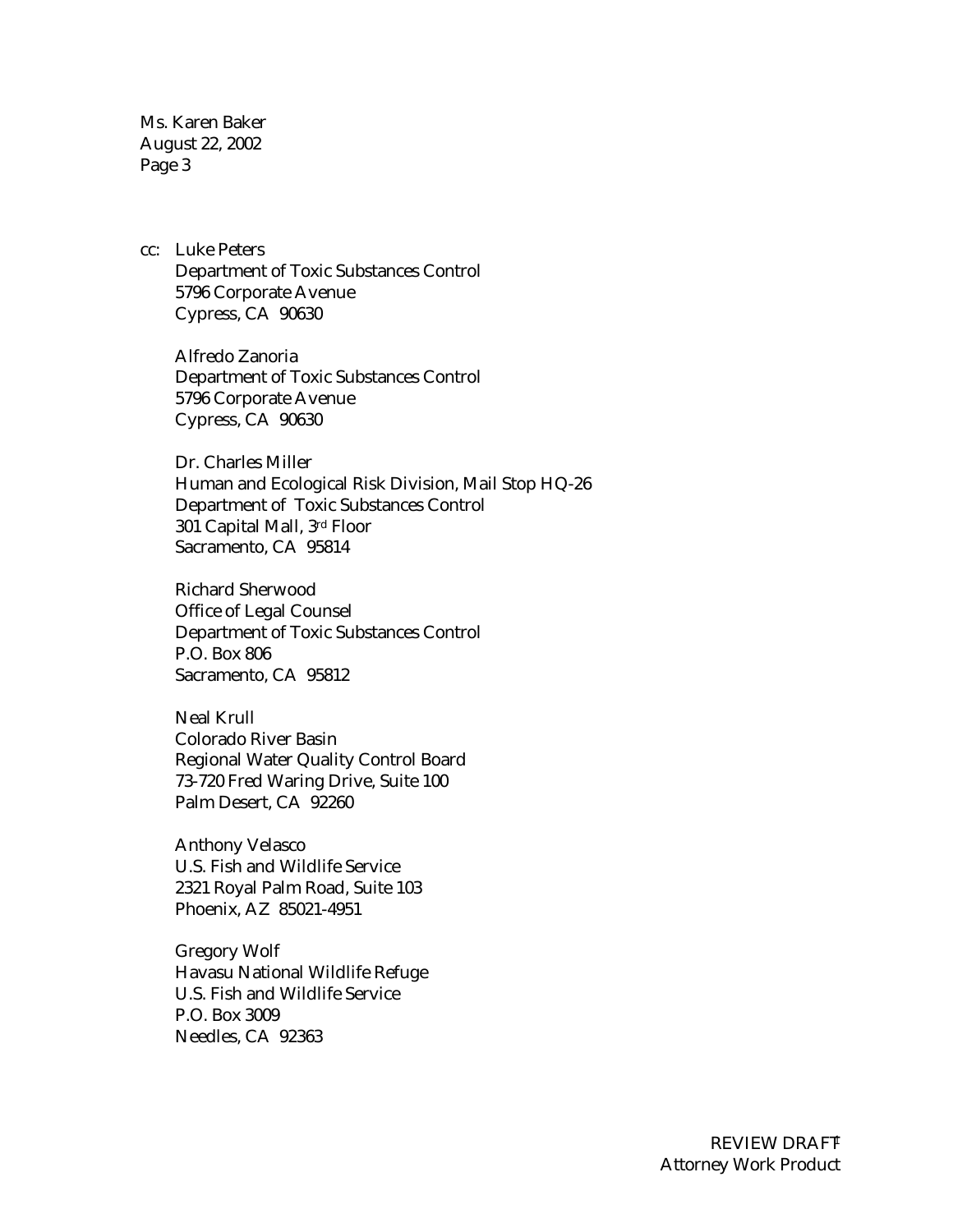cc: Luke Peters
Department of Toxic Substances Control
5796 Corporate Avenue
Cypress, CA 90630

Alfredo Zanoria
Department of Toxic Substances Control
5796 Corporate Avenue
Cypress, CA 90630

Dr. Charles Miller
Human and Ecological Risk Division, Mail Stop HQ-26
Department of Toxic Substances Control
301 Capital Mall, 3rd Floor
Sacramento, CA 95814

Richard Sherwood
Office of Legal Counsel
Department of Toxic Substances Control
P.O. Box 806
Sacramento, CA 95812

Neal Krull
Colorado River Basin
Regional Water Quality Control Board
73-720 Fred Waring Drive, Suite 100
Palm Desert, CA 92260

Anthony Velasco
U.S. Fish and Wildlife Service
2321 Royal Palm Road, Suite 103
Phoenix, AZ 85021-4951

Gregory Wolf
Havasu National Wildlife Refuge
U.S. Fish and Wildlife Service
P.O. Box 3009
Needles, CA 92363

REVIEW DRAFT
Attorney Work Product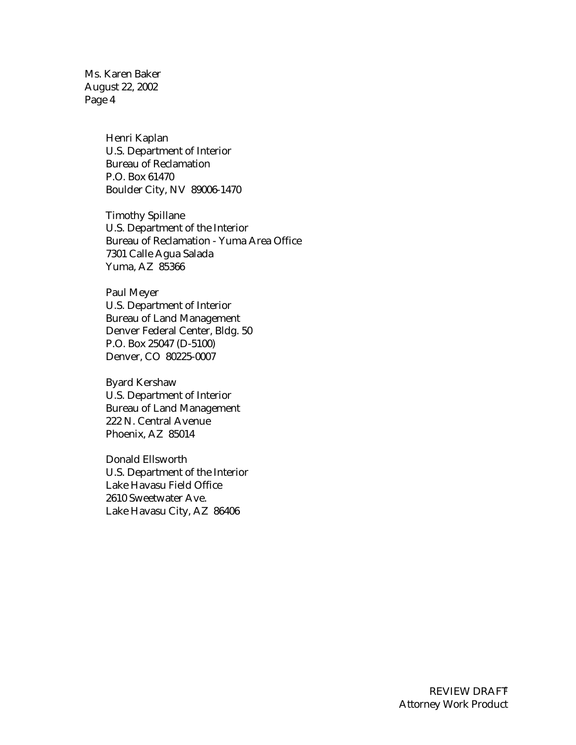Ms. Karen Baker
August 22, 2002
Page 4

Henri Kaplan
U.S. Department of Interior
Bureau of Reclamation
P.O. Box 61470
Boulder City, NV 89006-1470

Timothy Spillane
U.S. Department of the Interior
Bureau of Reclamation - Yuma Area Office
7301 Calle Agua Salada
Yuma, AZ 85366

Paul Meyer
U.S. Department of Interior
Bureau of Land Management
Denver Federal Center, Bldg. 50
P.O. Box 25047 (D-5100)
Denver, CO 80225-0007

Byard Kershaw
U.S. Department of Interior
Bureau of Land Management
222 N. Central Avenue
Phoenix, AZ 85014

Donald Ellsworth
U.S. Department of the Interior
Lake Havasu Field Office
2610 Sweetwater Ave.
Lake Havasu City, AZ 86406

REVIEW DRAFT
Attorney Work Product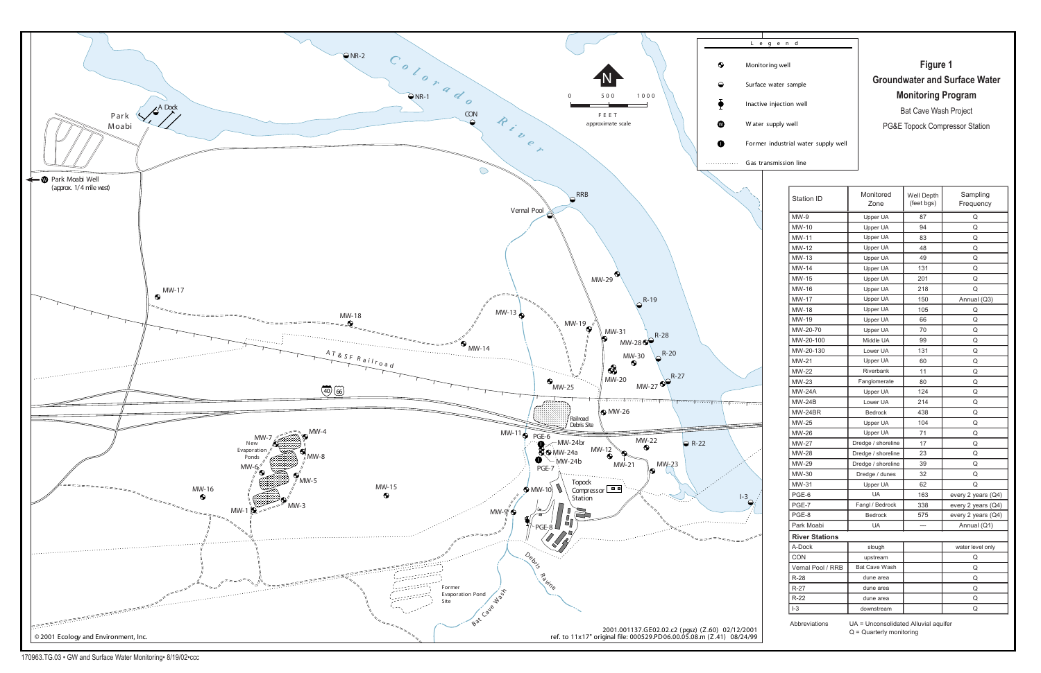# Figure 1

## Groundwater and Surface Water Monitoring Program

Bat Cave Wash Project

PG&E Topock Compressor Station

**Legend**

- Monitoring well
- Surface water sample
- Inactive injection well
- Water supply well
- Former industrial water supply well
- Gas transmission line

| Station ID | Monitored Zone | Well Depth (feet bgs) | Sampling Frequency |
|---|---|---|---|
| MW-9 | Upper UA | 87 | Q |
| MW-10 | Upper UA | 94 | Q |
| MW-11 | Upper UA | 83 | Q |
| MW-12 | Upper UA | 48 | Q |
| MW-13 | Upper UA | 49 | Q |
| MW-14 | Upper UA | 131 | Q |
| MW-15 | Upper UA | 201 | Q |
| MW-16 | Upper UA | 218 | Q |
| MW-17 | Upper UA | 150 | Annual (Q3) |
| MW-18 | Upper UA | 105 | Q |
| MW-19 | Upper UA | 66 | Q |
| MW-20-70 | Upper UA | 70 | Q |
| MW-20-100 | Middle UA | 99 | Q |
| MW-20-130 | Lower UA | 131 | Q |
| MW-21 | Upper UA | 60 | Q |
| MW-22 | Riverbank | 11 | Q |
| MW-23 | Fanglomerate | 80 | Q |
| MW-24A | Upper UA | 124 | Q |
| MW-24B | Lower UA | 214 | Q |
| MW-24BR | Bedrock | 438 | Q |
| MW-25 | Upper UA | 104 | Q |
| MW-26 | Upper UA | 71 | Q |
| MW-27 | Dredge / shoreline | 17 | Q |
| MW-28 | Dredge / shoreline | 23 | Q |
| MW-29 | Dredge / shoreline | 39 | Q |
| MW-30 | Dredge / dunes | 32 | Q |
| MW-31 | Upper UA | 62 | Q |
| PGE-6 | UA | 163 | every 2 years (Q4) |
| PGE-7 | Fangl / Bedrock | 338 | every 2 years (Q4) |
| PGE-8 | Bedrock | 575 | every 2 years (Q4) |
| Park Moabi | UA | --- | Annual (Q1) |
| **River Stations** | | | |
| A-Dock | slough | | water level only |
| CON | upstream | | Q |
| Vernal Pool / RRB | Bat Cave Wash | | Q |
| R-28 | dune area | | Q |
| R-27 | dune area | | Q |
| R-22 | dune area | | Q |
| I-3 | downstream | | Q |

Abbreviations: UA = Unconsolidated Alluvial aquifer; Q = Quarterly monitoring

© 2001 Ecology and Environment, Inc.

2001.001137.GE02.02.c2 (pgsz) (Z.60) 02/12/2001
ref. to 11x17" original file: 000529.PD06.00.05.08.m (Z.41) 08/24/99

170963.TG.03 • GW and Surface Water Monitoring• 8/19/02•ccc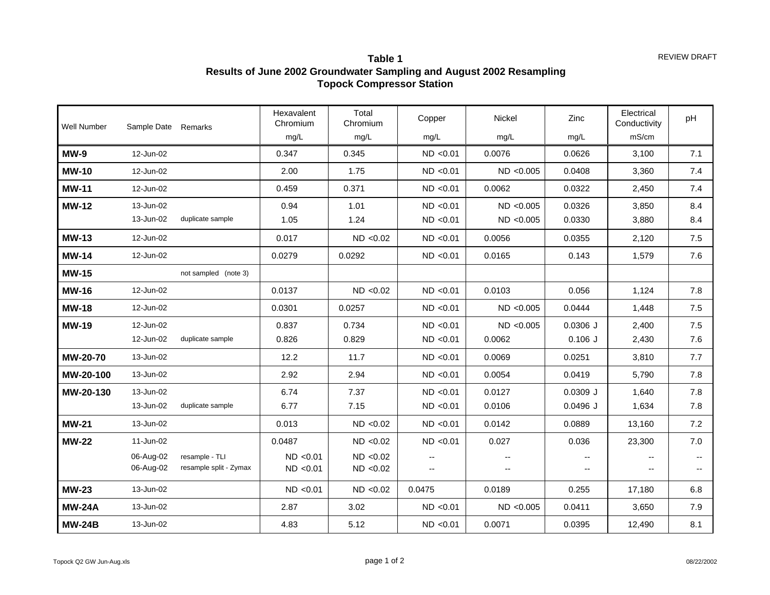REVIEW DRAFT

**Table 1**
**Results of June 2002 Groundwater Sampling and August 2002 Resampling**
**Topock Compressor Station**

| Well Number | Sample Date | Remarks | Hexavalent Chromium mg/L | Total Chromium mg/L | Copper mg/L | Nickel mg/L | Zinc mg/L | Electrical Conductivity mS/cm | pH |
|---|---|---|---|---|---|---|---|---|---|
| **MW-9** | 12-Jun-02 | | 0.347 | 0.345 | ND <0.01 | 0.0076 | 0.0626 | 3,100 | 7.1 |
| **MW-10** | 12-Jun-02 | | 2.00 | 1.75 | ND <0.01 | ND <0.005 | 0.0408 | 3,360 | 7.4 |
| **MW-11** | 12-Jun-02 | | 0.459 | 0.371 | ND <0.01 | 0.0062 | 0.0322 | 2,450 | 7.4 |
| **MW-12** | 13-Jun-02 | | 0.94 | 1.01 | ND <0.01 | ND <0.005 | 0.0326 | 3,850 | 8.4 |
| | 13-Jun-02 | duplicate sample | 1.05 | 1.24 | ND <0.01 | ND <0.005 | 0.0330 | 3,880 | 8.4 |
| **MW-13** | 12-Jun-02 | | 0.017 | ND <0.02 | ND <0.01 | 0.0056 | 0.0355 | 2,120 | 7.5 |
| **MW-14** | 12-Jun-02 | | 0.0279 | 0.0292 | ND <0.01 | 0.0165 | 0.143 | 1,579 | 7.6 |
| **MW-15** | | not sampled (note 3) | | | | | | | |
| **MW-16** | 12-Jun-02 | | 0.0137 | ND <0.02 | ND <0.01 | 0.0103 | 0.056 | 1,124 | 7.8 |
| **MW-18** | 12-Jun-02 | | 0.0301 | 0.0257 | ND <0.01 | ND <0.005 | 0.0444 | 1,448 | 7.5 |
| **MW-19** | 12-Jun-02 | | 0.837 | 0.734 | ND <0.01 | ND <0.005 | 0.0306 J | 2,400 | 7.5 |
| | 12-Jun-02 | duplicate sample | 0.826 | 0.829 | ND <0.01 | 0.0062 | 0.106 J | 2,430 | 7.6 |
| **MW-20-70** | 13-Jun-02 | | 12.2 | 11.7 | ND <0.01 | 0.0069 | 0.0251 | 3,810 | 7.7 |
| **MW-20-100** | 13-Jun-02 | | 2.92 | 2.94 | ND <0.01 | 0.0054 | 0.0419 | 5,790 | 7.8 |
| **MW-20-130** | 13-Jun-02 | | 6.74 | 7.37 | ND <0.01 | 0.0127 | 0.0309 J | 1,640 | 7.8 |
| | 13-Jun-02 | duplicate sample | 6.77 | 7.15 | ND <0.01 | 0.0106 | 0.0496 J | 1,634 | 7.8 |
| **MW-21** | 13-Jun-02 | | 0.013 | ND <0.02 | ND <0.01 | 0.0142 | 0.0889 | 13,160 | 7.2 |
| **MW-22** | 11-Jun-02 | | 0.0487 | ND <0.02 | ND <0.01 | 0.027 | 0.036 | 23,300 | 7.0 |
| | 06-Aug-02 | resample - TLI | ND <0.01 | ND <0.02 | -- | -- | -- | -- | -- |
| | 06-Aug-02 | resample split - Zymax | ND <0.01 | ND <0.02 | -- | -- | -- | -- | -- |
| **MW-23** | 13-Jun-02 | | ND <0.01 | ND <0.02 | 0.0475 | 0.0189 | 0.255 | 17,180 | 6.8 |
| **MW-24A** | 13-Jun-02 | | 2.87 | 3.02 | ND <0.01 | ND <0.005 | 0.0411 | 3,650 | 7.9 |
| **MW-24B** | 13-Jun-02 | | 4.83 | 5.12 | ND <0.01 | 0.0071 | 0.0395 | 12,490 | 8.1 |

Topock Q2 GW Jun-Aug.xls 08/22/2002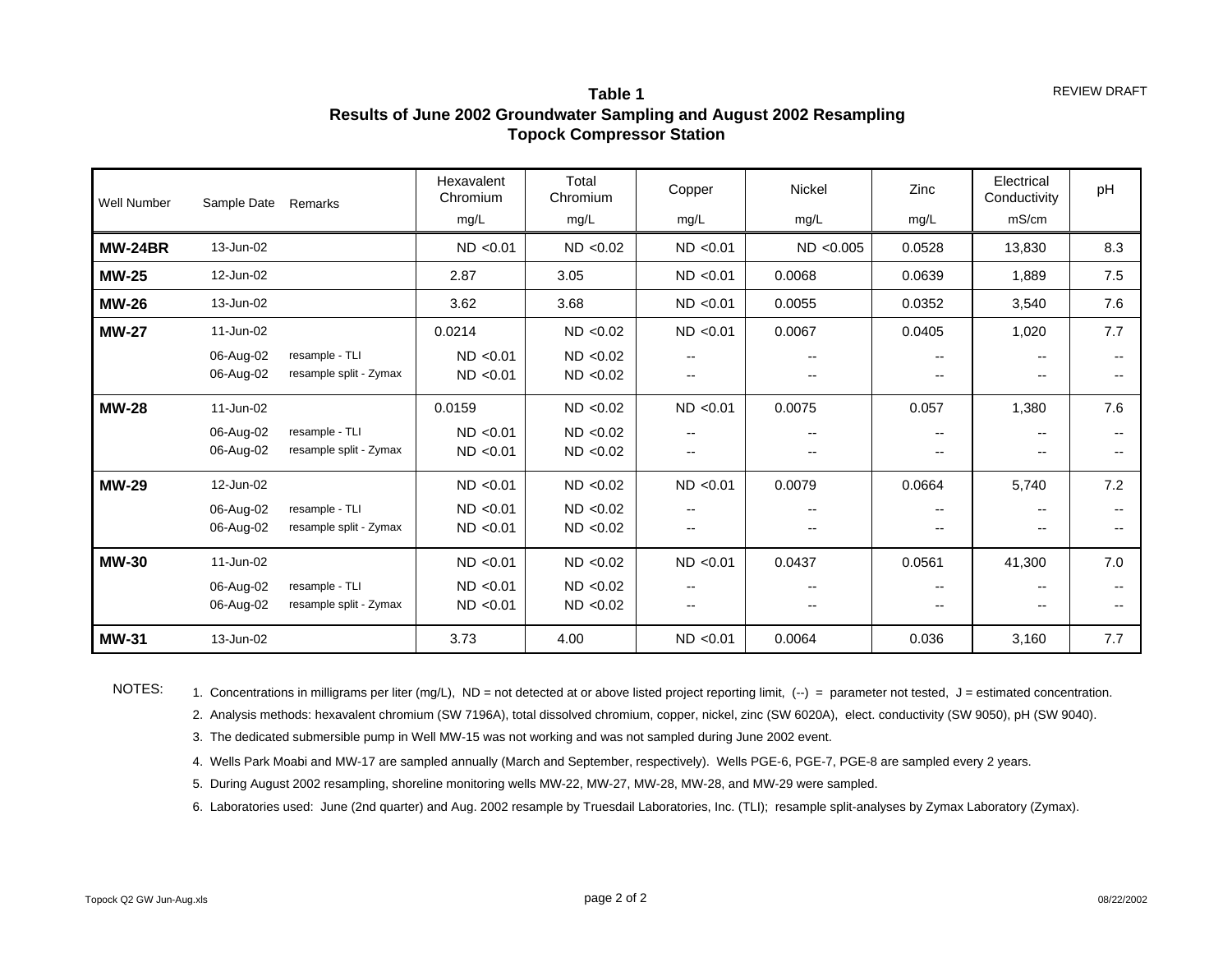REVIEW DRAFT

# Table 1
## Results of June 2002 Groundwater Sampling and August 2002 Resampling
## Topock Compressor Station

| Well Number | Sample Date | Remarks | Hexavalent Chromium mg/L | Total Chromium mg/L | Copper mg/L | Nickel mg/L | Zinc mg/L | Electrical Conductivity mS/cm | pH |
|---|---|---|---|---|---|---|---|---|---|
| **MW-24BR** | 13-Jun-02 | | ND <0.01 | ND <0.02 | ND <0.01 | ND <0.005 | 0.0528 | 13,830 | 8.3 |
| **MW-25** | 12-Jun-02 | | 2.87 | 3.05 | ND <0.01 | 0.0068 | 0.0639 | 1,889 | 7.5 |
| **MW-26** | 13-Jun-02 | | 3.62 | 3.68 | ND <0.01 | 0.0055 | 0.0352 | 3,540 | 7.6 |
| **MW-27** | 11-Jun-02 | | 0.0214 | ND <0.02 | ND <0.01 | 0.0067 | 0.0405 | 1,020 | 7.7 |
| | 06-Aug-02 | resample - TLI | ND <0.01 | ND <0.02 | -- | -- | -- | -- | -- |
| | 06-Aug-02 | resample split - Zymax | ND <0.01 | ND <0.02 | -- | -- | -- | -- | -- |
| **MW-28** | 11-Jun-02 | | 0.0159 | ND <0.02 | ND <0.01 | 0.0075 | 0.057 | 1,380 | 7.6 |
| | 06-Aug-02 | resample - TLI | ND <0.01 | ND <0.02 | -- | -- | -- | -- | -- |
| | 06-Aug-02 | resample split - Zymax | ND <0.01 | ND <0.02 | -- | -- | -- | -- | -- |
| **MW-29** | 12-Jun-02 | | ND <0.01 | ND <0.02 | ND <0.01 | 0.0079 | 0.0664 | 5,740 | 7.2 |
| | 06-Aug-02 | resample - TLI | ND <0.01 | ND <0.02 | -- | -- | -- | -- | -- |
| | 06-Aug-02 | resample split - Zymax | ND <0.01 | ND <0.02 | -- | -- | -- | -- | -- |
| **MW-30** | 11-Jun-02 | | ND <0.01 | ND <0.02 | ND <0.01 | 0.0437 | 0.0561 | 41,300 | 7.0 |
| | 06-Aug-02 | resample - TLI | ND <0.01 | ND <0.02 | -- | -- | -- | -- | -- |
| | 06-Aug-02 | resample split - Zymax | ND <0.01 | ND <0.02 | -- | -- | -- | -- | -- |
| **MW-31** | 13-Jun-02 | | 3.73 | 4.00 | ND <0.01 | 0.0064 | 0.036 | 3,160 | 7.7 |

NOTES:

1. Concentrations in milligrams per liter (mg/L), ND = not detected at or above listed project reporting limit, (--) = parameter not tested, J = estimated concentration.
2. Analysis methods: hexavalent chromium (SW 7196A), total dissolved chromium, copper, nickel, zinc (SW 6020A), elect. conductivity (SW 9050), pH (SW 9040).
3. The dedicated submersible pump in Well MW-15 was not working and was not sampled during June 2002 event.
4. Wells Park Moabi and MW-17 are sampled annually (March and September, respectively). Wells PGE-6, PGE-7, PGE-8 are sampled every 2 years.
5. During August 2002 resampling, shoreline monitoring wells MW-22, MW-27, MW-28, MW-28, and MW-29 were sampled.
6. Laboratories used: June (2nd quarter) and Aug. 2002 resample by Truesdail Laboratories, Inc. (TLI); resample split-analyses by Zymax Laboratory (Zymax).

Topock Q2 GW Jun-Aug.xls

08/22/2002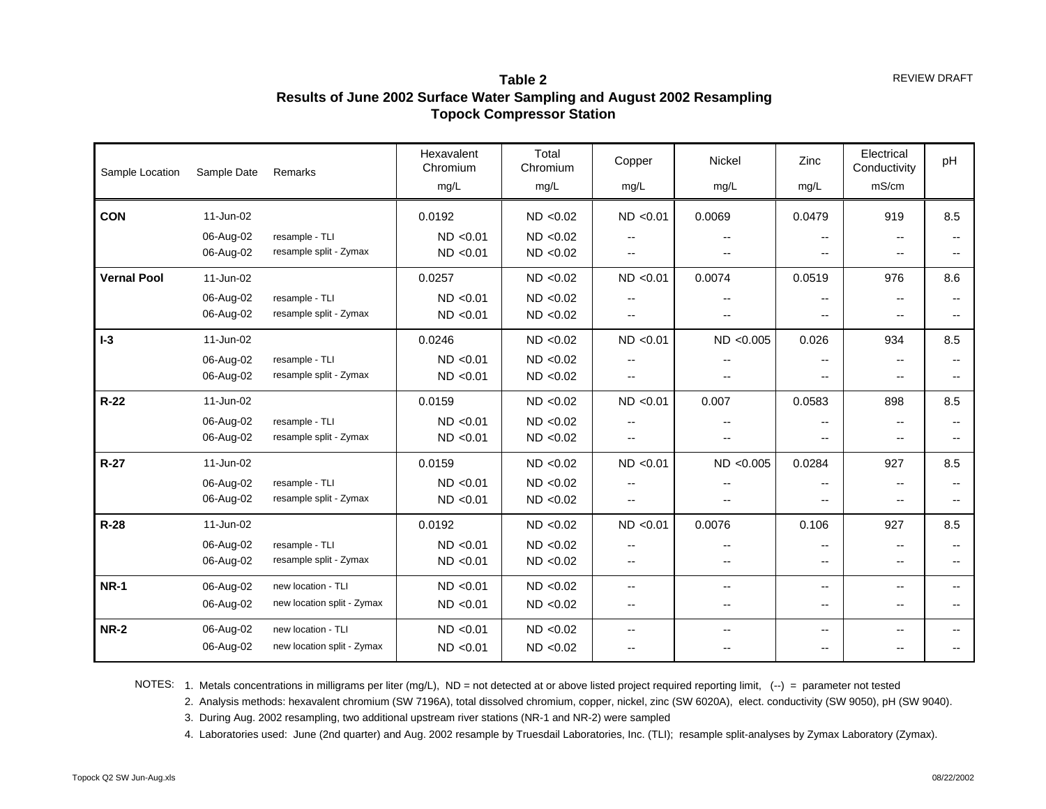REVIEW DRAFT

**Table 2**
**Results of June 2002 Surface Water Sampling and August 2002 Resampling**
**Topock Compressor Station**

| Sample Location | Sample Date | Remarks | Hexavalent Chromium mg/L | Total Chromium mg/L | Copper mg/L | Nickel mg/L | Zinc mg/L | Electrical Conductivity mS/cm | pH |
|---|---|---|---|---|---|---|---|---|---|
| **CON** | 11-Jun-02 | | 0.0192 | ND <0.02 | ND <0.01 | 0.0069 | 0.0479 | 919 | 8.5 |
| | 06-Aug-02 | resample - TLI | ND <0.01 | ND <0.02 | -- | -- | -- | -- | -- |
| | 06-Aug-02 | resample split - Zymax | ND <0.01 | ND <0.02 | -- | -- | -- | -- | -- |
| **Vernal Pool** | 11-Jun-02 | | 0.0257 | ND <0.02 | ND <0.01 | 0.0074 | 0.0519 | 976 | 8.6 |
| | 06-Aug-02 | resample - TLI | ND <0.01 | ND <0.02 | -- | -- | -- | -- | -- |
| | 06-Aug-02 | resample split - Zymax | ND <0.01 | ND <0.02 | -- | -- | -- | -- | -- |
| **I-3** | 11-Jun-02 | | 0.0246 | ND <0.02 | ND <0.01 | ND <0.005 | 0.026 | 934 | 8.5 |
| | 06-Aug-02 | resample - TLI | ND <0.01 | ND <0.02 | -- | -- | -- | -- | -- |
| | 06-Aug-02 | resample split - Zymax | ND <0.01 | ND <0.02 | -- | -- | -- | -- | -- |
| **R-22** | 11-Jun-02 | | 0.0159 | ND <0.02 | ND <0.01 | 0.007 | 0.0583 | 898 | 8.5 |
| | 06-Aug-02 | resample - TLI | ND <0.01 | ND <0.02 | -- | -- | -- | -- | -- |
| | 06-Aug-02 | resample split - Zymax | ND <0.01 | ND <0.02 | -- | -- | -- | -- | -- |
| **R-27** | 11-Jun-02 | | 0.0159 | ND <0.02 | ND <0.01 | ND <0.005 | 0.0284 | 927 | 8.5 |
| | 06-Aug-02 | resample - TLI | ND <0.01 | ND <0.02 | -- | -- | -- | -- | -- |
| | 06-Aug-02 | resample split - Zymax | ND <0.01 | ND <0.02 | -- | -- | -- | -- | -- |
| **R-28** | 11-Jun-02 | | 0.0192 | ND <0.02 | ND <0.01 | 0.0076 | 0.106 | 927 | 8.5 |
| | 06-Aug-02 | resample - TLI | ND <0.01 | ND <0.02 | -- | -- | -- | -- | -- |
| | 06-Aug-02 | resample split - Zymax | ND <0.01 | ND <0.02 | -- | -- | -- | -- | -- |
| **NR-1** | 06-Aug-02 | new location - TLI | ND <0.01 | ND <0.02 | -- | -- | -- | -- | -- |
| | 06-Aug-02 | new location split - Zymax | ND <0.01 | ND <0.02 | -- | -- | -- | -- | -- |
| **NR-2** | 06-Aug-02 | new location - TLI | ND <0.01 | ND <0.02 | -- | -- | -- | -- | -- |
| | 06-Aug-02 | new location split - Zymax | ND <0.01 | ND <0.02 | -- | -- | -- | -- | -- |

NOTES:
1. Metals concentrations in milligrams per liter (mg/L), ND = not detected at or above listed project required reporting limit, (--) = parameter not tested
2. Analysis methods: hexavalent chromium (SW 7196A), total dissolved chromium, copper, nickel, zinc (SW 6020A), elect. conductivity (SW 9050), pH (SW 9040).
3. During Aug. 2002 resampling, two additional upstream river stations (NR-1 and NR-2) were sampled
4. Laboratories used: June (2nd quarter) and Aug. 2002 resample by Truesdail Laboratories, Inc. (TLI); resample split-analyses by Zymax Laboratory (Zymax).

Topock Q2 SW Jun-Aug.xls

08/22/2002